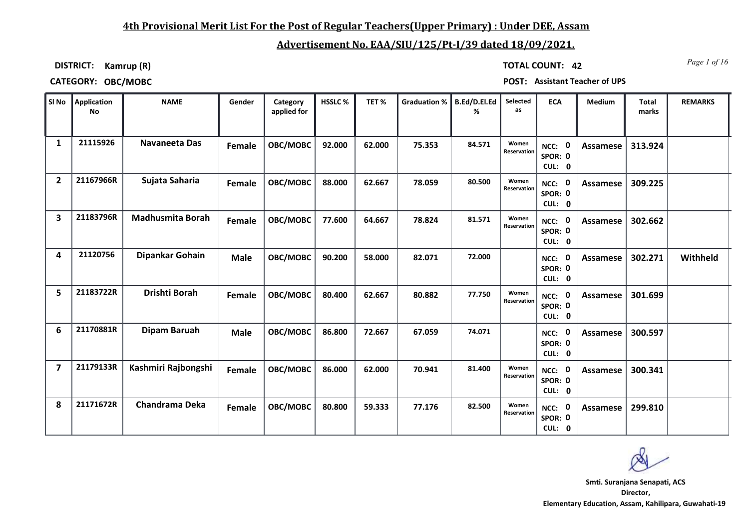## 4th Provisional Merit List For the Post of Regular Teachers(Upper Primary) : Under DEE, Assam

## Advertisement No. EAA/SIU/125/Pt-I/39 dated 18/09/2021.

**DISTRICT:** Kamrup (R)

**TOTAL COUNT:** 42

**CATEGORY:** OBC/MOBC

**POST:** Assistant Teacher of UPS

| Sl No | Application No | NAME | Gender | Category applied for | HSSLC % | TET % | Graduation % | B.Ed/D.El.Ed % | Selected as | ECA | Medium | Total marks | REMARKS |
|---|---|---|---|---|---|---|---|---|---|---|---|---|---|
| 1 | 21115926 | Navaneeta Das | Female | OBC/MOBC | 92.000 | 62.000 | 75.353 | 84.571 | Women Reservation | NCC: 0 SPOR: 0 CUL: 0 | Assamese | 313.924 | |
| 2 | 21167966R | Sujata Saharia | Female | OBC/MOBC | 88.000 | 62.667 | 78.059 | 80.500 | Women Reservation | NCC: 0 SPOR: 0 CUL: 0 | Assamese | 309.225 | |
| 3 | 21183796R | Madhusmita Borah | Female | OBC/MOBC | 77.600 | 64.667 | 78.824 | 81.571 | Women Reservation | NCC: 0 SPOR: 0 CUL: 0 | Assamese | 302.662 | |
| 4 | 21120756 | Dipankar Gohain | Male | OBC/MOBC | 90.200 | 58.000 | 82.071 | 72.000 | | NCC: 0 SPOR: 0 CUL: 0 | Assamese | 302.271 | Withheld |
| 5 | 21183722R | Drishti Borah | Female | OBC/MOBC | 80.400 | 62.667 | 80.882 | 77.750 | Women Reservation | NCC: 0 SPOR: 0 CUL: 0 | Assamese | 301.699 | |
| 6 | 21170881R | Dipam Baruah | Male | OBC/MOBC | 86.800 | 72.667 | 67.059 | 74.071 | | NCC: 0 SPOR: 0 CUL: 0 | Assamese | 300.597 | |
| 7 | 21179133R | Kashmiri Rajbongshi | Female | OBC/MOBC | 86.000 | 62.000 | 70.941 | 81.400 | Women Reservation | NCC: 0 SPOR: 0 CUL: 0 | Assamese | 300.341 | |
| 8 | 21171672R | Chandrama Deka | Female | OBC/MOBC | 80.800 | 59.333 | 77.176 | 82.500 | Women Reservation | NCC: 0 SPOR: 0 CUL: 0 | Assamese | 299.810 | |

Smti. Suranjana Senapati, ACS
Director,
Elementary Education, Assam, Kahilipara, Guwahati-19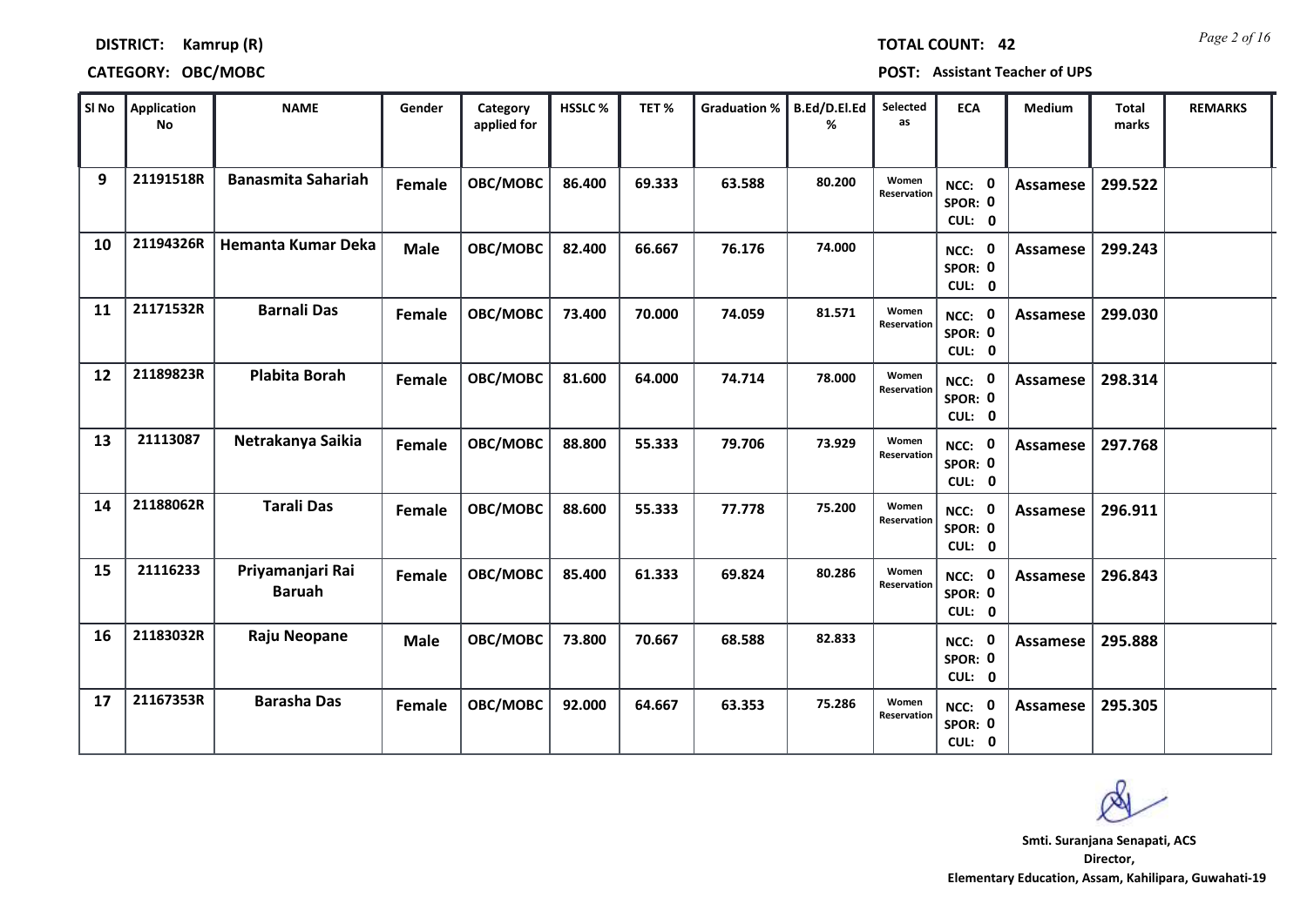**DISTRICT: Kamrup (R)** **TOTAL COUNT: 42**

**CATEGORY: OBC/MOBC** **POST: Assistant Teacher of UPS**

| Sl No | Application No | NAME | Gender | Category applied for | HSSLC % | TET % | Graduation % | B.Ed/D.El.Ed % | Selected as | ECA | Medium | Total marks | REMARKS |
|---|---|---|---|---|---|---|---|---|---|---|---|---|---|
| 9 | 21191518R | Banasmita Sahariah | Female | OBC/MOBC | 86.400 | 69.333 | 63.588 | 80.200 | Women Reservation | NCC: 0 SPOR: 0 CUL: 0 | Assamese | 299.522 | |
| 10 | 21194326R | Hemanta Kumar Deka | Male | OBC/MOBC | 82.400 | 66.667 | 76.176 | 74.000 | | NCC: 0 SPOR: 0 CUL: 0 | Assamese | 299.243 | |
| 11 | 21171532R | Barnali Das | Female | OBC/MOBC | 73.400 | 70.000 | 74.059 | 81.571 | Women Reservation | NCC: 0 SPOR: 0 CUL: 0 | Assamese | 299.030 | |
| 12 | 21189823R | Plabita Borah | Female | OBC/MOBC | 81.600 | 64.000 | 74.714 | 78.000 | Women Reservation | NCC: 0 SPOR: 0 CUL: 0 | Assamese | 298.314 | |
| 13 | 21113087 | Netrakanya Saikia | Female | OBC/MOBC | 88.800 | 55.333 | 79.706 | 73.929 | Women Reservation | NCC: 0 SPOR: 0 CUL: 0 | Assamese | 297.768 | |
| 14 | 21188062R | Tarali Das | Female | OBC/MOBC | 88.600 | 55.333 | 77.778 | 75.200 | Women Reservation | NCC: 0 SPOR: 0 CUL: 0 | Assamese | 296.911 | |
| 15 | 21116233 | Priyamanjari Rai Baruah | Female | OBC/MOBC | 85.400 | 61.333 | 69.824 | 80.286 | Women Reservation | NCC: 0 SPOR: 0 CUL: 0 | Assamese | 296.843 | |
| 16 | 21183032R | Raju Neopane | Male | OBC/MOBC | 73.800 | 70.667 | 68.588 | 82.833 | | NCC: 0 SPOR: 0 CUL: 0 | Assamese | 295.888 | |
| 17 | 21167353R | Barasha Das | Female | OBC/MOBC | 92.000 | 64.667 | 63.353 | 75.286 | Women Reservation | NCC: 0 SPOR: 0 CUL: 0 | Assamese | 295.305 | |

**Smti. Suranjana Senapati, ACS**
**Director,**
**Elementary Education, Assam, Kahilipara, Guwahati-19**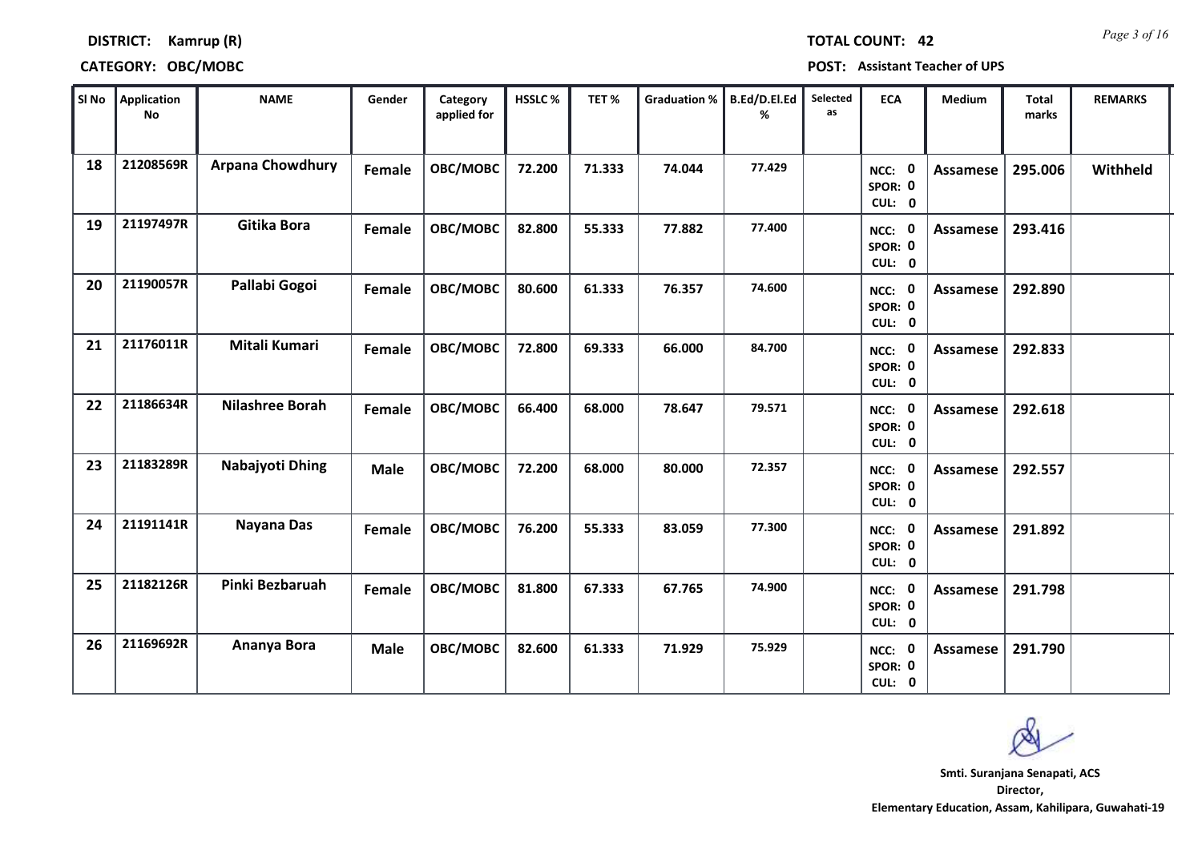**DISTRICT:** Kamrup (R) **TOTAL COUNT:** 42

**CATEGORY:** OBC/MOBC **POST:** Assistant Teacher of UPS

| Sl No | Application No | NAME | Gender | Category applied for | HSSLC % | TET % | Graduation % | B.Ed/D.El.Ed % | Selected as | ECA | Medium | Total marks | REMARKS |
|---|---|---|---|---|---|---|---|---|---|---|---|---|---|
| 18 | 21208569R | Arpana Chowdhury | Female | OBC/MOBC | 72.200 | 71.333 | 74.044 | 77.429 | | NCC: 0 SPOR: 0 CUL: 0 | Assamese | 295.006 | Withheld |
| 19 | 21197497R | Gitika Bora | Female | OBC/MOBC | 82.800 | 55.333 | 77.882 | 77.400 | | NCC: 0 SPOR: 0 CUL: 0 | Assamese | 293.416 | |
| 20 | 21190057R | Pallabi Gogoi | Female | OBC/MOBC | 80.600 | 61.333 | 76.357 | 74.600 | | NCC: 0 SPOR: 0 CUL: 0 | Assamese | 292.890 | |
| 21 | 21176011R | Mitali Kumari | Female | OBC/MOBC | 72.800 | 69.333 | 66.000 | 84.700 | | NCC: 0 SPOR: 0 CUL: 0 | Assamese | 292.833 | |
| 22 | 21186634R | Nilashree Borah | Female | OBC/MOBC | 66.400 | 68.000 | 78.647 | 79.571 | | NCC: 0 SPOR: 0 CUL: 0 | Assamese | 292.618 | |
| 23 | 21183289R | Nabajyoti Dhing | Male | OBC/MOBC | 72.200 | 68.000 | 80.000 | 72.357 | | NCC: 0 SPOR: 0 CUL: 0 | Assamese | 292.557 | |
| 24 | 21191141R | Nayana Das | Female | OBC/MOBC | 76.200 | 55.333 | 83.059 | 77.300 | | NCC: 0 SPOR: 0 CUL: 0 | Assamese | 291.892 | |
| 25 | 21182126R | Pinki Bezbaruah | Female | OBC/MOBC | 81.800 | 67.333 | 67.765 | 74.900 | | NCC: 0 SPOR: 0 CUL: 0 | Assamese | 291.798 | |
| 26 | 21169692R | Ananya Bora | Male | OBC/MOBC | 82.600 | 61.333 | 71.929 | 75.929 | | NCC: 0 SPOR: 0 CUL: 0 | Assamese | 291.790 | |

**Smti. Suranjana Senapati, ACS**
Director,
Elementary Education, Assam, Kahilipara, Guwahati-19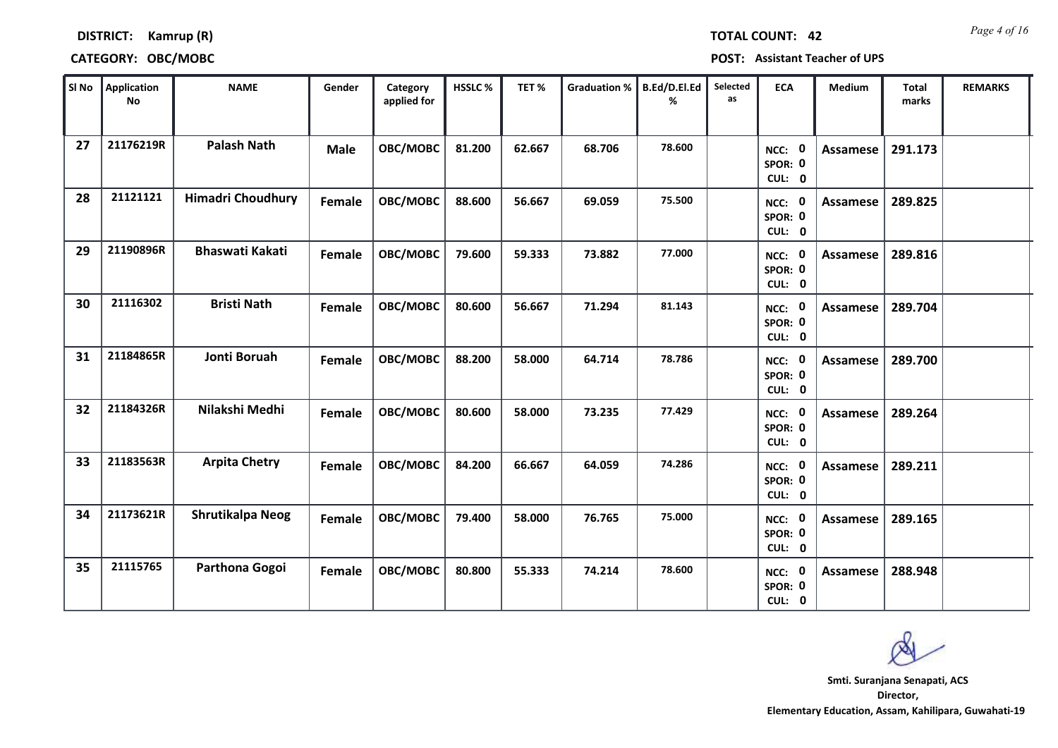**DISTRICT: Kamrup (R)**

**TOTAL COUNT: 42**

**CATEGORY: OBC/MOBC**

**POST: Assistant Teacher of UPS**

| Sl No | Application No | NAME | Gender | Category applied for | HSSLC % | TET % | Graduation % | B.Ed/D.El.Ed % | Selected as | ECA | Medium | Total marks | REMARKS |
|---|---|---|---|---|---|---|---|---|---|---|---|---|---|
| 27 | 21176219R | Palash Nath | Male | OBC/MOBC | 81.200 | 62.667 | 68.706 | 78.600 | | NCC: 0 SPOR: 0 CUL: 0 | Assamese | 291.173 | |
| 28 | 21121121 | Himadri Choudhury | Female | OBC/MOBC | 88.600 | 56.667 | 69.059 | 75.500 | | NCC: 0 SPOR: 0 CUL: 0 | Assamese | 289.825 | |
| 29 | 21190896R | Bhaswati Kakati | Female | OBC/MOBC | 79.600 | 59.333 | 73.882 | 77.000 | | NCC: 0 SPOR: 0 CUL: 0 | Assamese | 289.816 | |
| 30 | 21116302 | Bristi Nath | Female | OBC/MOBC | 80.600 | 56.667 | 71.294 | 81.143 | | NCC: 0 SPOR: 0 CUL: 0 | Assamese | 289.704 | |
| 31 | 21184865R | Jonti Boruah | Female | OBC/MOBC | 88.200 | 58.000 | 64.714 | 78.786 | | NCC: 0 SPOR: 0 CUL: 0 | Assamese | 289.700 | |
| 32 | 21184326R | Nilakshi Medhi | Female | OBC/MOBC | 80.600 | 58.000 | 73.235 | 77.429 | | NCC: 0 SPOR: 0 CUL: 0 | Assamese | 289.264 | |
| 33 | 21183563R | Arpita Chetry | Female | OBC/MOBC | 84.200 | 66.667 | 64.059 | 74.286 | | NCC: 0 SPOR: 0 CUL: 0 | Assamese | 289.211 | |
| 34 | 21173621R | Shrutikalpa Neog | Female | OBC/MOBC | 79.400 | 58.000 | 76.765 | 75.000 | | NCC: 0 SPOR: 0 CUL: 0 | Assamese | 289.165 | |
| 35 | 21115765 | Parthona Gogoi | Female | OBC/MOBC | 80.800 | 55.333 | 74.214 | 78.600 | | NCC: 0 SPOR: 0 CUL: 0 | Assamese | 288.948 | |

**Smt. Suranjana Senapati, ACS**
**Director,**
**Elementary Education, Assam, Kahilipara, Guwahati-19**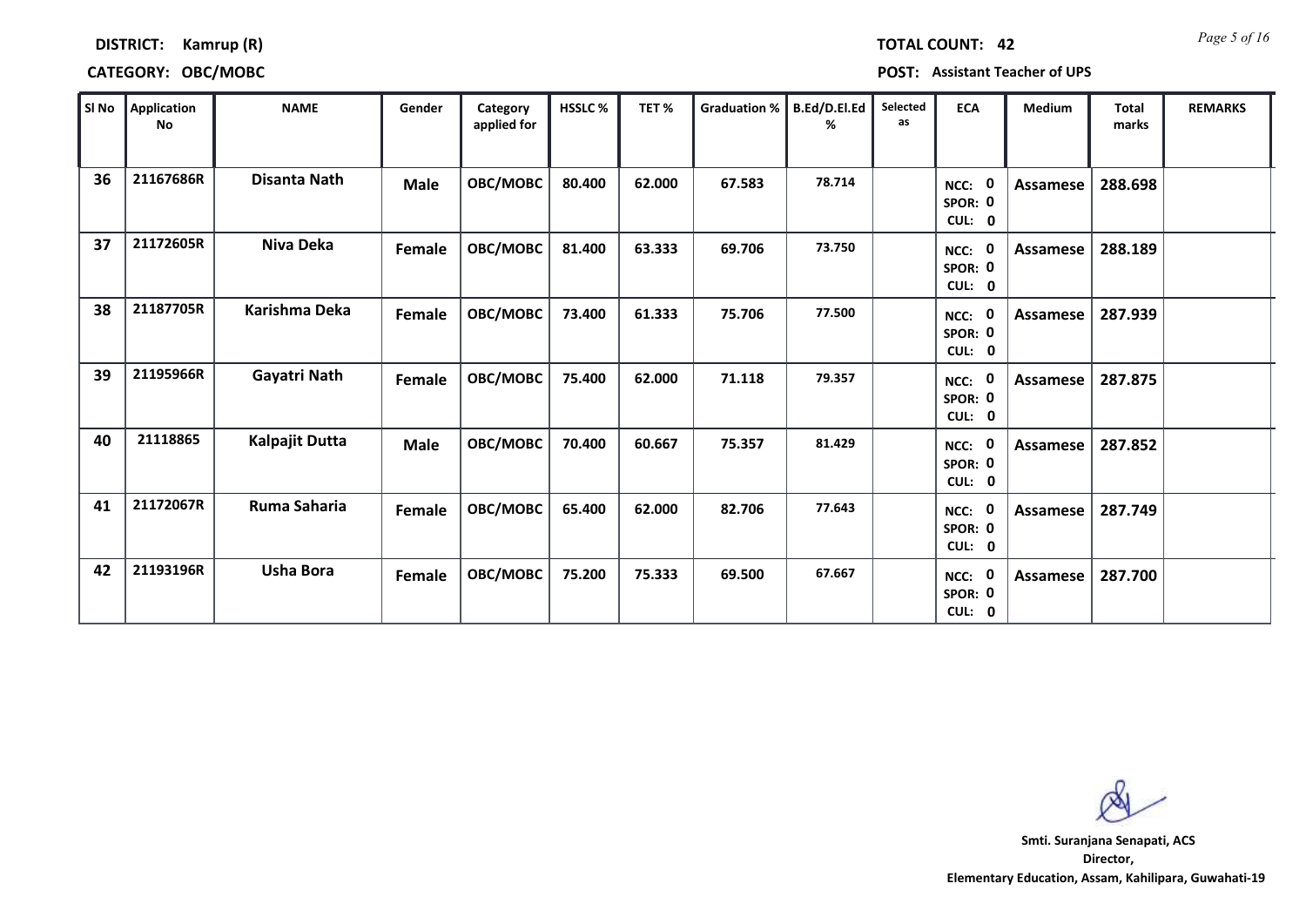**DISTRICT: Kamrup (R)**

**TOTAL COUNT: 42**

**CATEGORY: OBC/MOBC**

**POST: Assistant Teacher of UPS**

| Sl No | Application No | NAME | Gender | Category applied for | HSSLC % | TET % | Graduation % | B.Ed/D.El.Ed % | Selected as | ECA | Medium | Total marks | REMARKS |
|---|---|---|---|---|---|---|---|---|---|---|---|---|---|
| 36 | 21167686R | Disanta Nath | Male | OBC/MOBC | 80.400 | 62.000 | 67.583 | 78.714 | | NCC: 0 SPOR: 0 CUL: 0 | Assamese | 288.698 | |
| 37 | 21172605R | Niva Deka | Female | OBC/MOBC | 81.400 | 63.333 | 69.706 | 73.750 | | NCC: 0 SPOR: 0 CUL: 0 | Assamese | 288.189 | |
| 38 | 21187705R | Karishma Deka | Female | OBC/MOBC | 73.400 | 61.333 | 75.706 | 77.500 | | NCC: 0 SPOR: 0 CUL: 0 | Assamese | 287.939 | |
| 39 | 21195966R | Gayatri Nath | Female | OBC/MOBC | 75.400 | 62.000 | 71.118 | 79.357 | | NCC: 0 SPOR: 0 CUL: 0 | Assamese | 287.875 | |
| 40 | 21118865 | Kalpajit Dutta | Male | OBC/MOBC | 70.400 | 60.667 | 75.357 | 81.429 | | NCC: 0 SPOR: 0 CUL: 0 | Assamese | 287.852 | |
| 41 | 21172067R | Ruma Saharia | Female | OBC/MOBC | 65.400 | 62.000 | 82.706 | 77.643 | | NCC: 0 SPOR: 0 CUL: 0 | Assamese | 287.749 | |
| 42 | 21193196R | Usha Bora | Female | OBC/MOBC | 75.200 | 75.333 | 69.500 | 67.667 | | NCC: 0 SPOR: 0 CUL: 0 | Assamese | 287.700 | |

**Smti. Suranjana Senapati, ACS**
**Director,**
**Elementary Education, Assam, Kahilipara, Guwahati-19**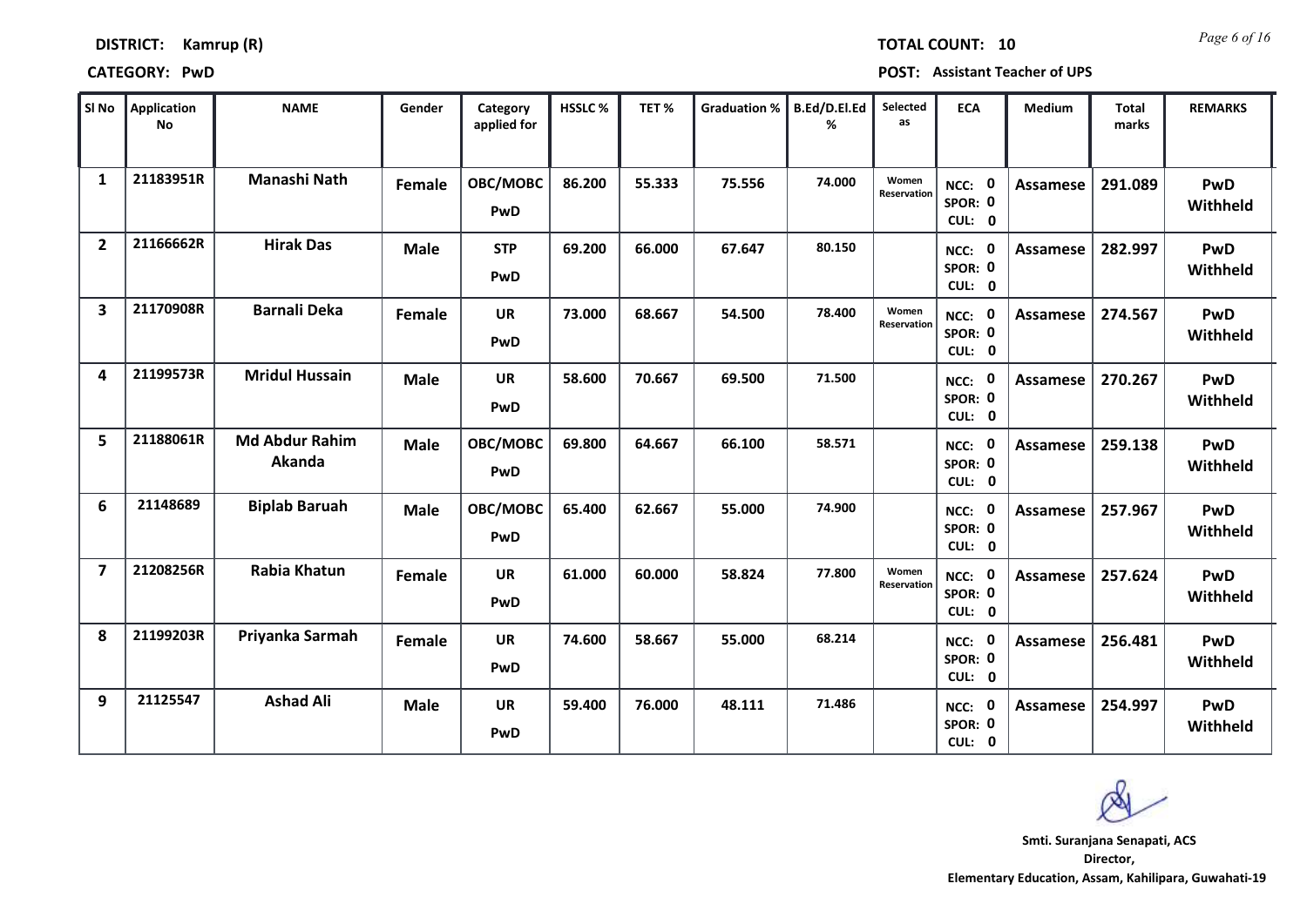**DISTRICT: Kamrup (R)** **TOTAL COUNT: 10**

**CATEGORY: PwD** **POST: Assistant Teacher of UPS**

| Sl No | Application No | NAME | Gender | Category applied for | HSSLC % | TET % | Graduation % | B.Ed/D.El.Ed % | Selected as | ECA | Medium | Total marks | REMARKS |
|---|---|---|---|---|---|---|---|---|---|---|---|---|---|
| 1 | 21183951R | Manashi Nath | Female | OBC/MOBC PwD | 86.200 | 55.333 | 75.556 | 74.000 | Women Reservation | NCC: 0 SPOR: 0 CUL: 0 | Assamese | 291.089 | PwD Withheld |
| 2 | 21166662R | Hirak Das | Male | STP PwD | 69.200 | 66.000 | 67.647 | 80.150 | | NCC: 0 SPOR: 0 CUL: 0 | Assamese | 282.997 | PwD Withheld |
| 3 | 21170908R | Barnali Deka | Female | UR PwD | 73.000 | 68.667 | 54.500 | 78.400 | Women Reservation | NCC: 0 SPOR: 0 CUL: 0 | Assamese | 274.567 | PwD Withheld |
| 4 | 21199573R | Mridul Hussain | Male | UR PwD | 58.600 | 70.667 | 69.500 | 71.500 | | NCC: 0 SPOR: 0 CUL: 0 | Assamese | 270.267 | PwD Withheld |
| 5 | 21188061R | Md Abdur Rahim Akanda | Male | OBC/MOBC PwD | 69.800 | 64.667 | 66.100 | 58.571 | | NCC: 0 SPOR: 0 CUL: 0 | Assamese | 259.138 | PwD Withheld |
| 6 | 21148689 | Biplab Baruah | Male | OBC/MOBC PwD | 65.400 | 62.667 | 55.000 | 74.900 | | NCC: 0 SPOR: 0 CUL: 0 | Assamese | 257.967 | PwD Withheld |
| 7 | 21208256R | Rabia Khatun | Female | UR PwD | 61.000 | 60.000 | 58.824 | 77.800 | Women Reservation | NCC: 0 SPOR: 0 CUL: 0 | Assamese | 257.624 | PwD Withheld |
| 8 | 21199203R | Priyanka Sarmah | Female | UR PwD | 74.600 | 58.667 | 55.000 | 68.214 | | NCC: 0 SPOR: 0 CUL: 0 | Assamese | 256.481 | PwD Withheld |
| 9 | 21125547 | Ashad Ali | Male | UR PwD | 59.400 | 76.000 | 48.111 | 71.486 | | NCC: 0 SPOR: 0 CUL: 0 | Assamese | 254.997 | PwD Withheld |

**Smti. Suranjana Senapati, ACS**
**Director,**
**Elementary Education, Assam, Kahilipara, Guwahati-19**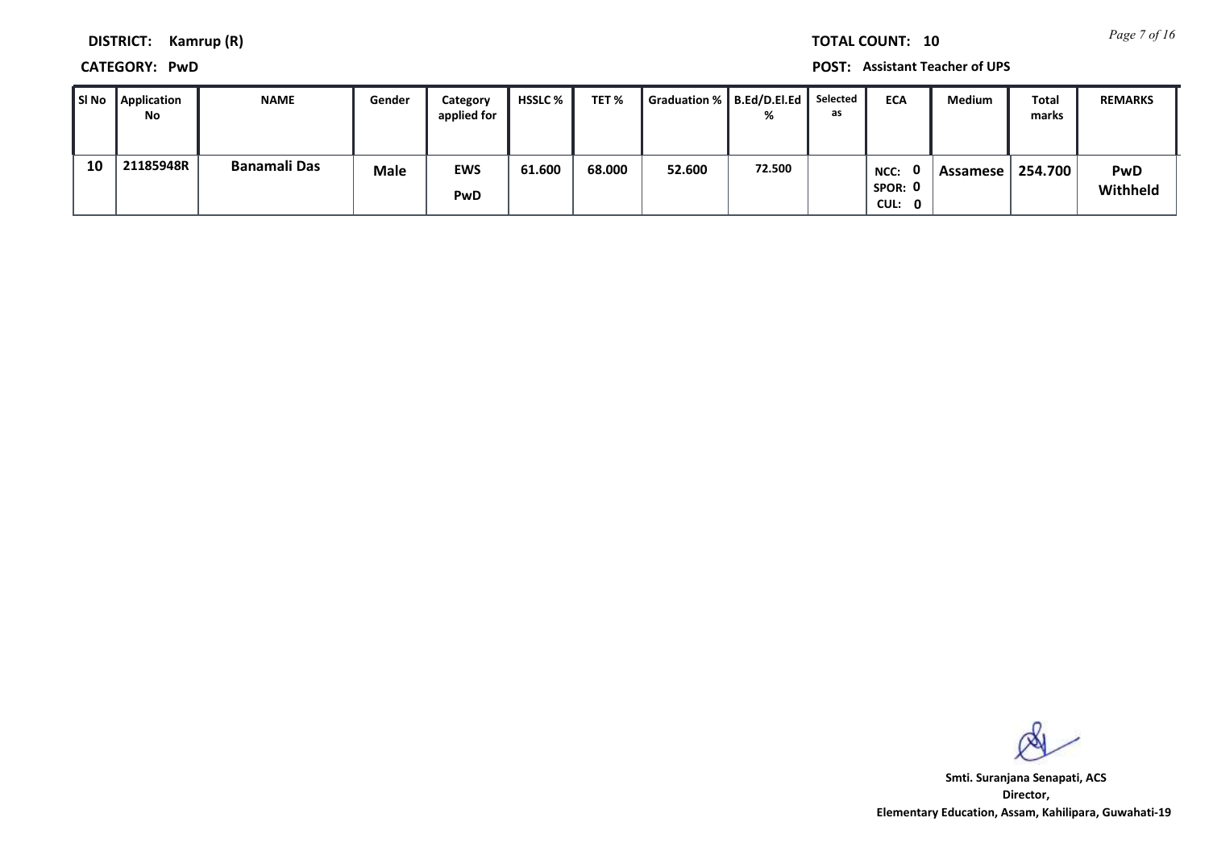**DISTRICT:** Kamrup (R)

**TOTAL COUNT:** 10

**CATEGORY:** PwD

**POST:** Assistant Teacher of UPS

| Sl No | Application No | NAME | Gender | Category applied for | HSSLC % | TET % | Graduation % | B.Ed/D.El.Ed % | Selected as | ECA | Medium | Total marks | REMARKS |
|---|---|---|---|---|---|---|---|---|---|---|---|---|---|
| 10 | 21185948R | Banamali Das | Male | EWS PwD | 61.600 | 68.000 | 52.600 | 72.500 | | NCC: 0 SPOR: 0 CUL: 0 | Assamese | 254.700 | PwD Withheld |

**Smti. Suranjana Senapati, ACS**
**Director,**
**Elementary Education, Assam, Kahilipara, Guwahati-19**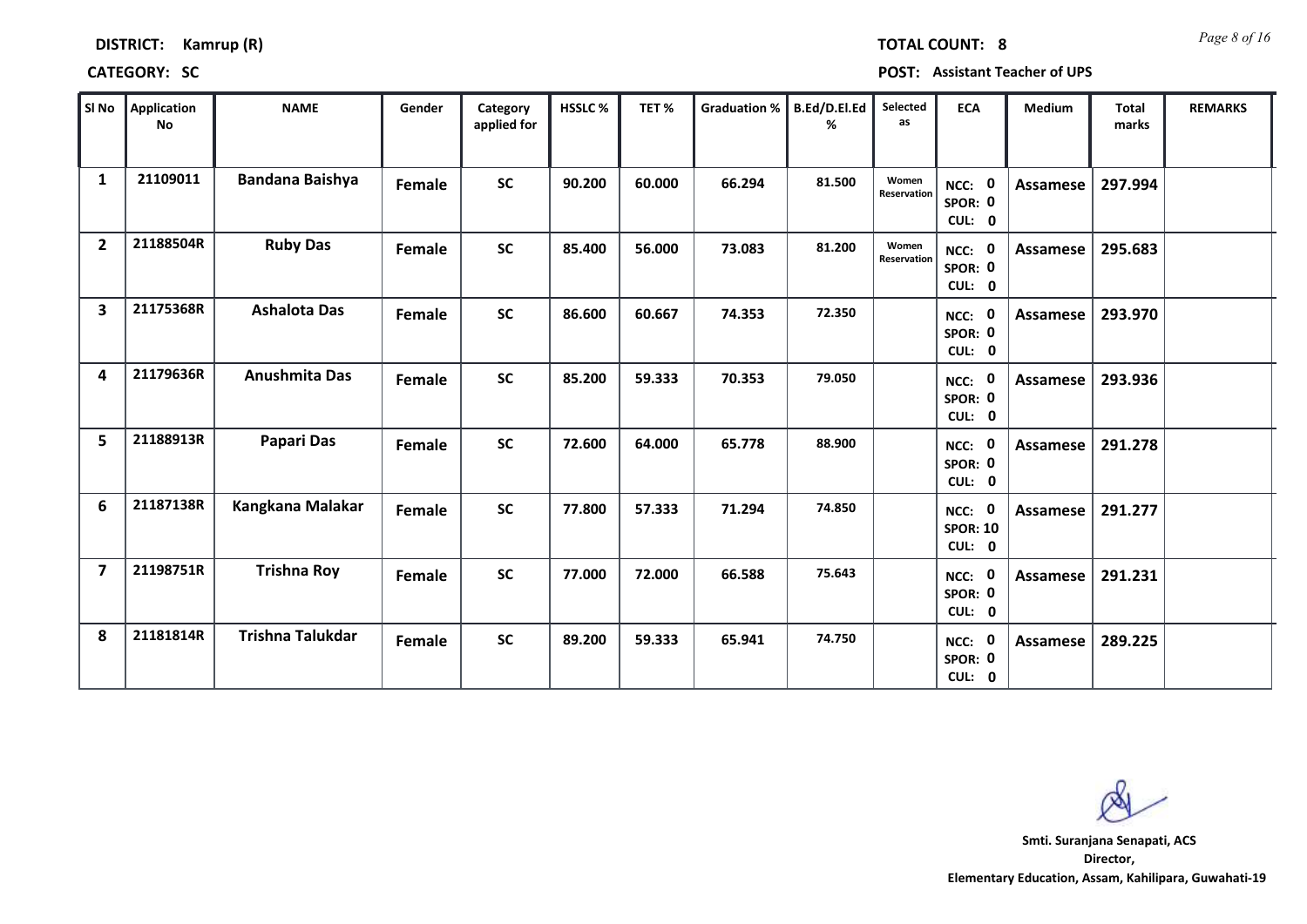**DISTRICT:** Kamrup (R) **TOTAL COUNT:** 8

**CATEGORY:** SC **POST:** Assistant Teacher of UPS

| Sl No | Application No | NAME | Gender | Category applied for | HSSLC % | TET % | Graduation % | B.Ed/D.El.Ed % | Selected as | ECA | Medium | Total marks | REMARKS |
|---|---|---|---|---|---|---|---|---|---|---|---|---|---|
| 1 | 21109011 | Bandana Baishya | Female | SC | 90.200 | 60.000 | 66.294 | 81.500 | Women Reservation | NCC: 0 SPOR: 0 CUL: 0 | Assamese | 297.994 | |
| 2 | 21188504R | Ruby Das | Female | SC | 85.400 | 56.000 | 73.083 | 81.200 | Women Reservation | NCC: 0 SPOR: 0 CUL: 0 | Assamese | 295.683 | |
| 3 | 21175368R | Ashalota Das | Female | SC | 86.600 | 60.667 | 74.353 | 72.350 | | NCC: 0 SPOR: 0 CUL: 0 | Assamese | 293.970 | |
| 4 | 21179636R | Anushmita Das | Female | SC | 85.200 | 59.333 | 70.353 | 79.050 | | NCC: 0 SPOR: 0 CUL: 0 | Assamese | 293.936 | |
| 5 | 21188913R | Papari Das | Female | SC | 72.600 | 64.000 | 65.778 | 88.900 | | NCC: 0 SPOR: 0 CUL: 0 | Assamese | 291.278 | |
| 6 | 21187138R | Kangkana Malakar | Female | SC | 77.800 | 57.333 | 71.294 | 74.850 | | NCC: 0 SPOR: 10 CUL: 0 | Assamese | 291.277 | |
| 7 | 21198751R | Trishna Roy | Female | SC | 77.000 | 72.000 | 66.588 | 75.643 | | NCC: 0 SPOR: 0 CUL: 0 | Assamese | 291.231 | |
| 8 | 21181814R | Trishna Talukdar | Female | SC | 89.200 | 59.333 | 65.941 | 74.750 | | NCC: 0 SPOR: 0 CUL: 0 | Assamese | 289.225 | |

Smti. Suranjana Senapati, ACS
Director,
Elementary Education, Assam, Kahilipara, Guwahati-19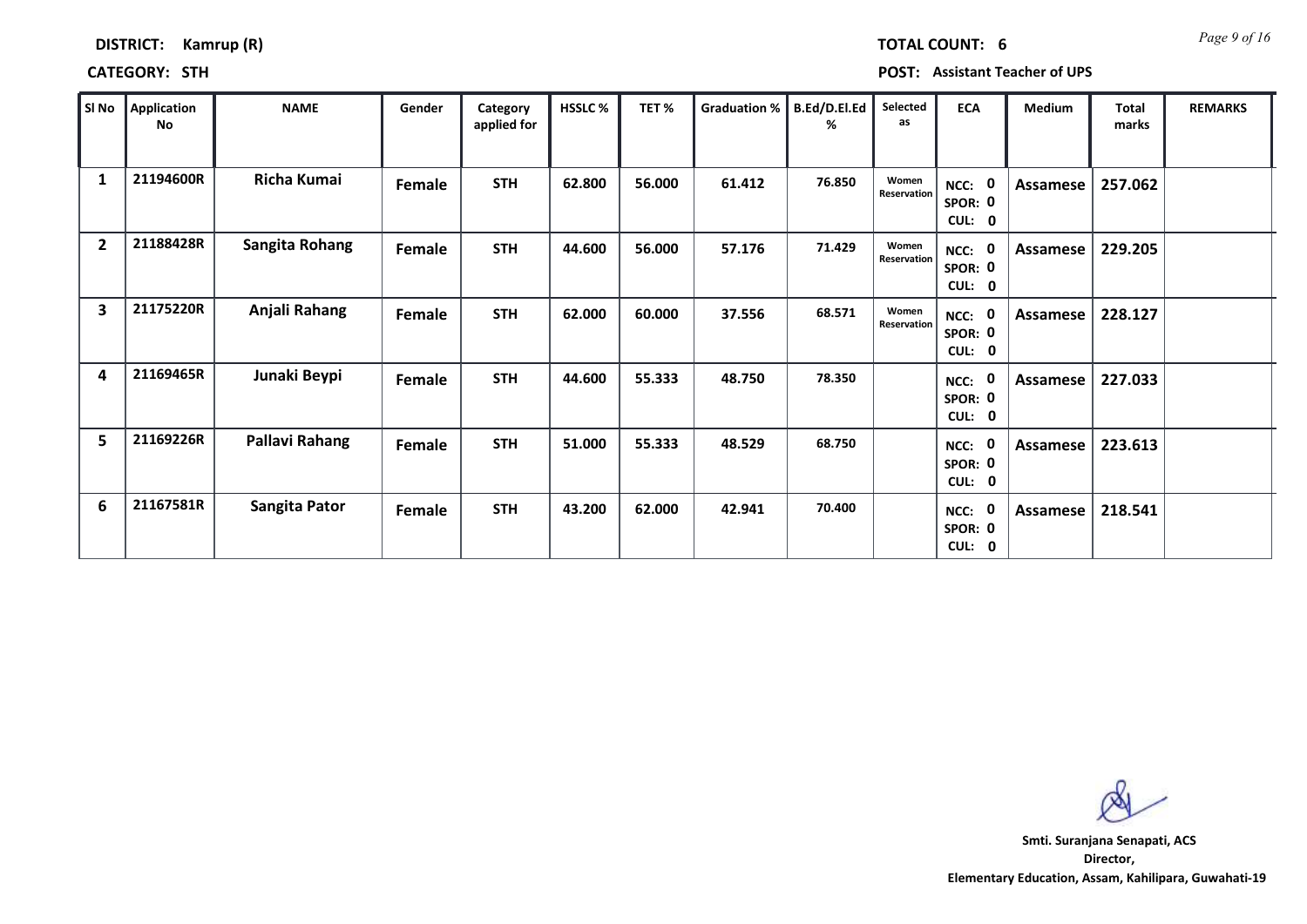**DISTRICT:** Kamrup (R)

**TOTAL COUNT:** 6

**CATEGORY:** STH

**POST:** Assistant Teacher of UPS

| Sl No | Application No | NAME | Gender | Category applied for | HSSLC % | TET % | Graduation % | B.Ed/D.El.Ed % | Selected as | ECA | Medium | Total marks | REMARKS |
|---|---|---|---|---|---|---|---|---|---|---|---|---|---|
| 1 | 21194600R | Richa Kumai | Female | STH | 62.800 | 56.000 | 61.412 | 76.850 | Women Reservation | NCC: 0 SPOR: 0 CUL: 0 | Assamese | 257.062 | |
| 2 | 21188428R | Sangita Rohang | Female | STH | 44.600 | 56.000 | 57.176 | 71.429 | Women Reservation | NCC: 0 SPOR: 0 CUL: 0 | Assamese | 229.205 | |
| 3 | 21175220R | Anjali Rahang | Female | STH | 62.000 | 60.000 | 37.556 | 68.571 | Women Reservation | NCC: 0 SPOR: 0 CUL: 0 | Assamese | 228.127 | |
| 4 | 21169465R | Junaki Beypi | Female | STH | 44.600 | 55.333 | 48.750 | 78.350 | | NCC: 0 SPOR: 0 CUL: 0 | Assamese | 227.033 | |
| 5 | 21169226R | Pallavi Rahang | Female | STH | 51.000 | 55.333 | 48.529 | 68.750 | | NCC: 0 SPOR: 0 CUL: 0 | Assamese | 223.613 | |
| 6 | 21167581R | Sangita Pator | Female | STH | 43.200 | 62.000 | 42.941 | 70.400 | | NCC: 0 SPOR: 0 CUL: 0 | Assamese | 218.541 | |

**Smti. Suranjana Senapati, ACS**
**Director,**
**Elementary Education, Assam, Kahilipara, Guwahati-19**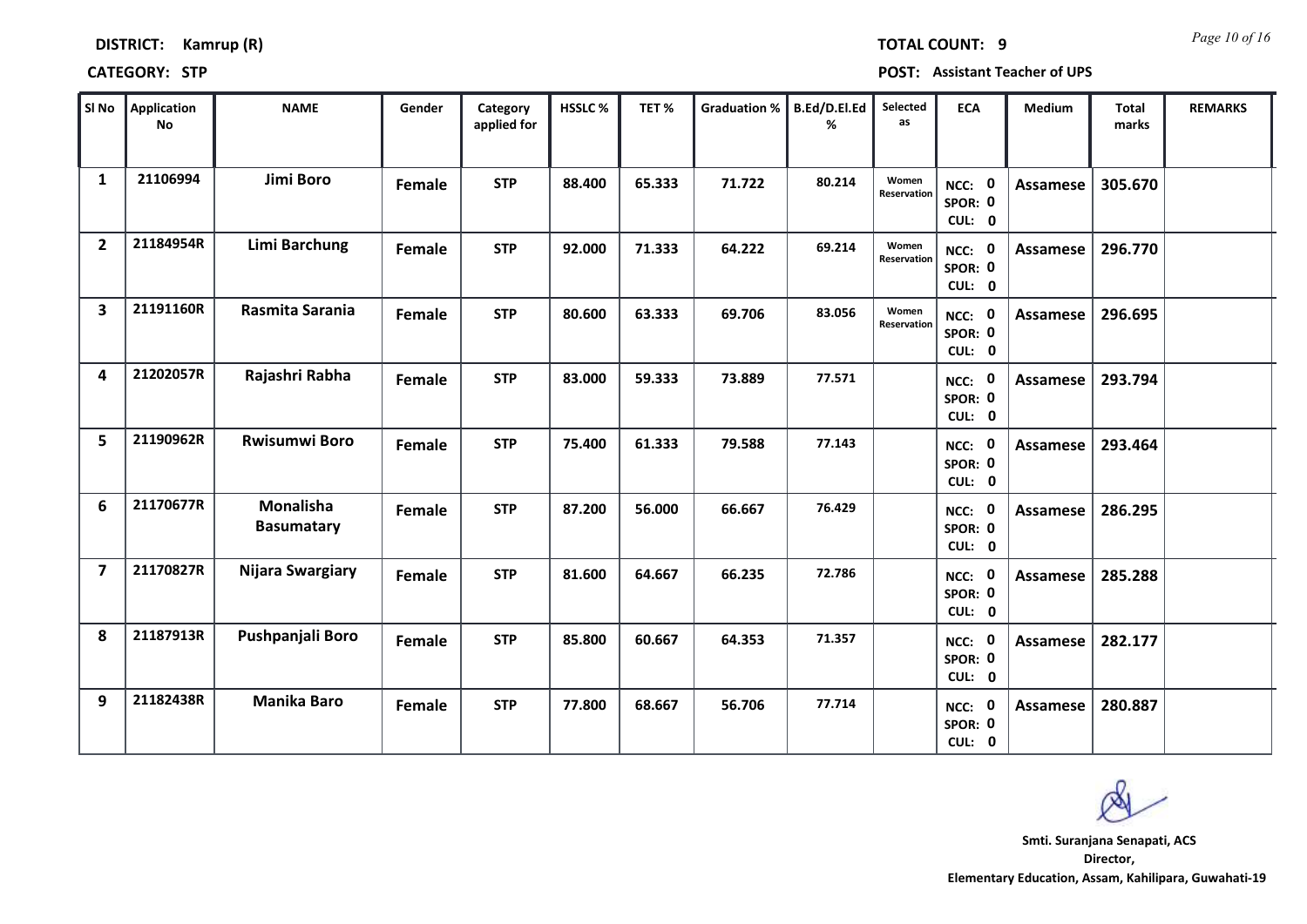**DISTRICT:** Kamrup (R) **TOTAL COUNT:** 9

**CATEGORY:** STP **POST:** Assistant Teacher of UPS

| Sl No | Application No | NAME | Gender | Category applied for | HSSLC % | TET % | Graduation % | B.Ed/D.El.Ed % | Selected as | ECA | Medium | Total marks | REMARKS |
|---|---|---|---|---|---|---|---|---|---|---|---|---|---|
| 1 | 21106994 | Jimi Boro | Female | STP | 88.400 | 65.333 | 71.722 | 80.214 | Women Reservation | NCC: 0 SPOR: 0 CUL: 0 | Assamese | 305.670 | |
| 2 | 21184954R | Limi Barchung | Female | STP | 92.000 | 71.333 | 64.222 | 69.214 | Women Reservation | NCC: 0 SPOR: 0 CUL: 0 | Assamese | 296.770 | |
| 3 | 21191160R | Rasmita Sarania | Female | STP | 80.600 | 63.333 | 69.706 | 83.056 | Women Reservation | NCC: 0 SPOR: 0 CUL: 0 | Assamese | 296.695 | |
| 4 | 21202057R | Rajashri Rabha | Female | STP | 83.000 | 59.333 | 73.889 | 77.571 | | NCC: 0 SPOR: 0 CUL: 0 | Assamese | 293.794 | |
| 5 | 21190962R | Rwisumwi Boro | Female | STP | 75.400 | 61.333 | 79.588 | 77.143 | | NCC: 0 SPOR: 0 CUL: 0 | Assamese | 293.464 | |
| 6 | 21170677R | Monalisha Basumatary | Female | STP | 87.200 | 56.000 | 66.667 | 76.429 | | NCC: 0 SPOR: 0 CUL: 0 | Assamese | 286.295 | |
| 7 | 21170827R | Nijara Swargiary | Female | STP | 81.600 | 64.667 | 66.235 | 72.786 | | NCC: 0 SPOR: 0 CUL: 0 | Assamese | 285.288 | |
| 8 | 21187913R | Pushpanjali Boro | Female | STP | 85.800 | 60.667 | 64.353 | 71.357 | | NCC: 0 SPOR: 0 CUL: 0 | Assamese | 282.177 | |
| 9 | 21182438R | Manika Baro | Female | STP | 77.800 | 68.667 | 56.706 | 77.714 | | NCC: 0 SPOR: 0 CUL: 0 | Assamese | 280.887 | |

**Smti. Suranjana Senapati, ACS**
**Director,**
**Elementary Education, Assam, Kahilipara, Guwahati-19**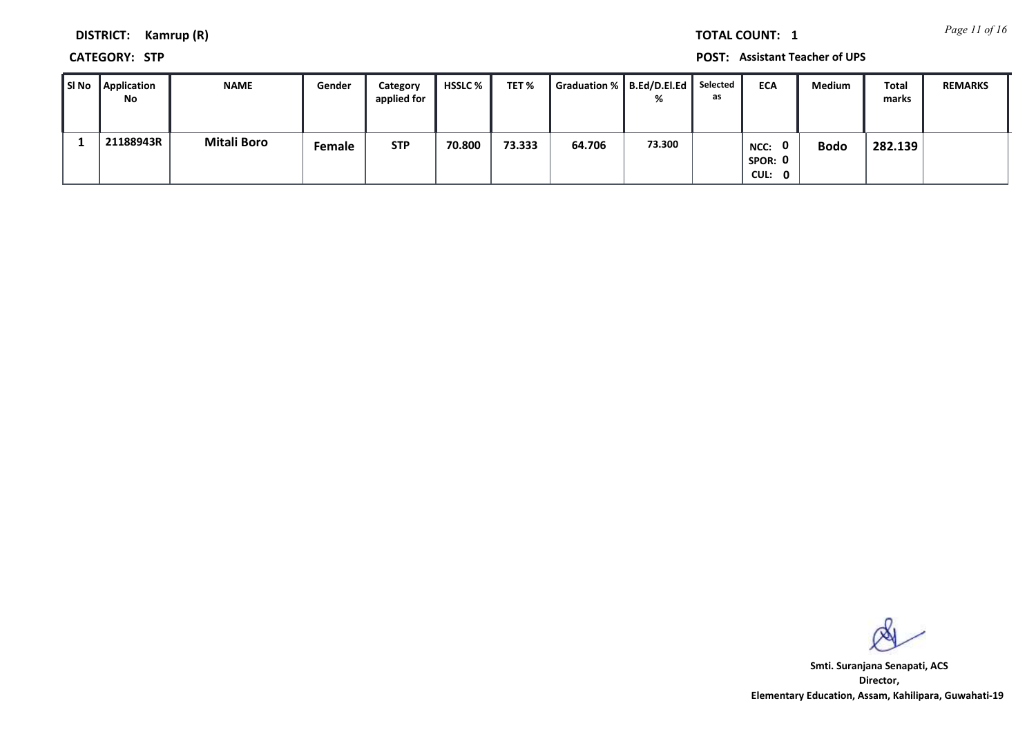**DISTRICT:** Kamrup (R)

**TOTAL COUNT:** 1

**CATEGORY:** STP

**POST:** Assistant Teacher of UPS

| Sl No | Application No | NAME | Gender | Category applied for | HSSLC % | TET % | Graduation % | B.Ed/D.El.Ed % | Selected as | ECA | Medium | Total marks | REMARKS |
|---|---|---|---|---|---|---|---|---|---|---|---|---|---|
| 1 | 21188943R | Mitali Boro | Female | STP | 70.800 | 73.333 | 64.706 | 73.300 | | NCC: 0 SPOR: 0 CUL: 0 | Bodo | 282.139 | |

Smt. Suranjana Senapati, ACS
Director,
Elementary Education, Assam, Kahilipara, Guwahati-19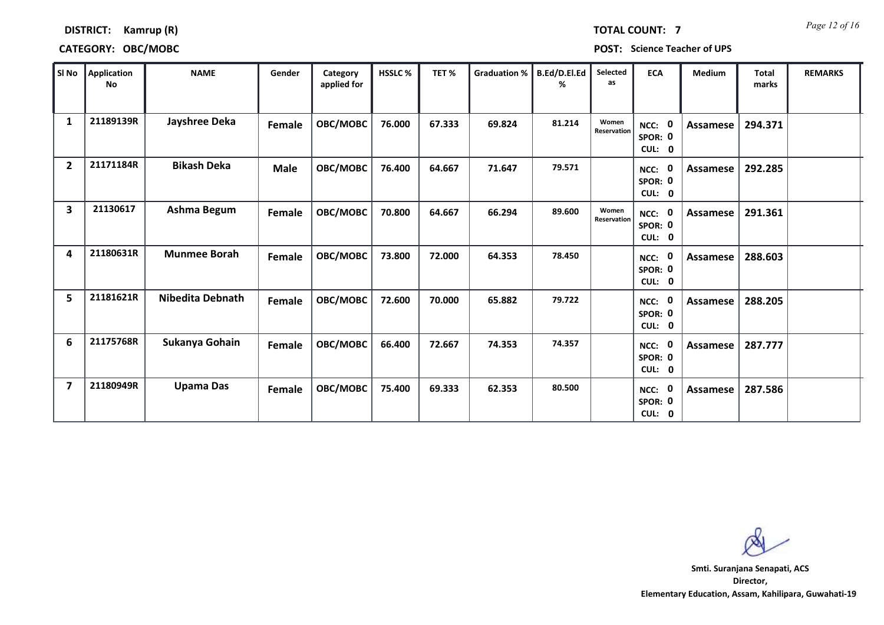**DISTRICT:** Kamrup (R)

**TOTAL COUNT:** 7

**CATEGORY:** OBC/MOBC

**POST:** Science Teacher of UPS

| Sl No | Application No | NAME | Gender | Category applied for | HSSLC % | TET % | Graduation % | B.Ed/D.El.Ed % | Selected as | ECA | Medium | Total marks | REMARKS |
|---|---|---|---|---|---|---|---|---|---|---|---|---|---|
| 1 | 21189139R | Jayshree Deka | Female | OBC/MOBC | 76.000 | 67.333 | 69.824 | 81.214 | Women Reservation | NCC: 0 SPOR: 0 CUL: 0 | Assamese | 294.371 | |
| 2 | 21171184R | Bikash Deka | Male | OBC/MOBC | 76.400 | 64.667 | 71.647 | 79.571 | | NCC: 0 SPOR: 0 CUL: 0 | Assamese | 292.285 | |
| 3 | 21130617 | Ashma Begum | Female | OBC/MOBC | 70.800 | 64.667 | 66.294 | 89.600 | Women Reservation | NCC: 0 SPOR: 0 CUL: 0 | Assamese | 291.361 | |
| 4 | 21180631R | Munmee Borah | Female | OBC/MOBC | 73.800 | 72.000 | 64.353 | 78.450 | | NCC: 0 SPOR: 0 CUL: 0 | Assamese | 288.603 | |
| 5 | 21181621R | Nibedita Debnath | Female | OBC/MOBC | 72.600 | 70.000 | 65.882 | 79.722 | | NCC: 0 SPOR: 0 CUL: 0 | Assamese | 288.205 | |
| 6 | 21175768R | Sukanya Gohain | Female | OBC/MOBC | 66.400 | 72.667 | 74.353 | 74.357 | | NCC: 0 SPOR: 0 CUL: 0 | Assamese | 287.777 | |
| 7 | 21180949R | Upama Das | Female | OBC/MOBC | 75.400 | 69.333 | 62.353 | 80.500 | | NCC: 0 SPOR: 0 CUL: 0 | Assamese | 287.586 | |

**Smt. Suranjana Senapati, ACS**
**Director,**
**Elementary Education, Assam, Kahilipara, Guwahati-19**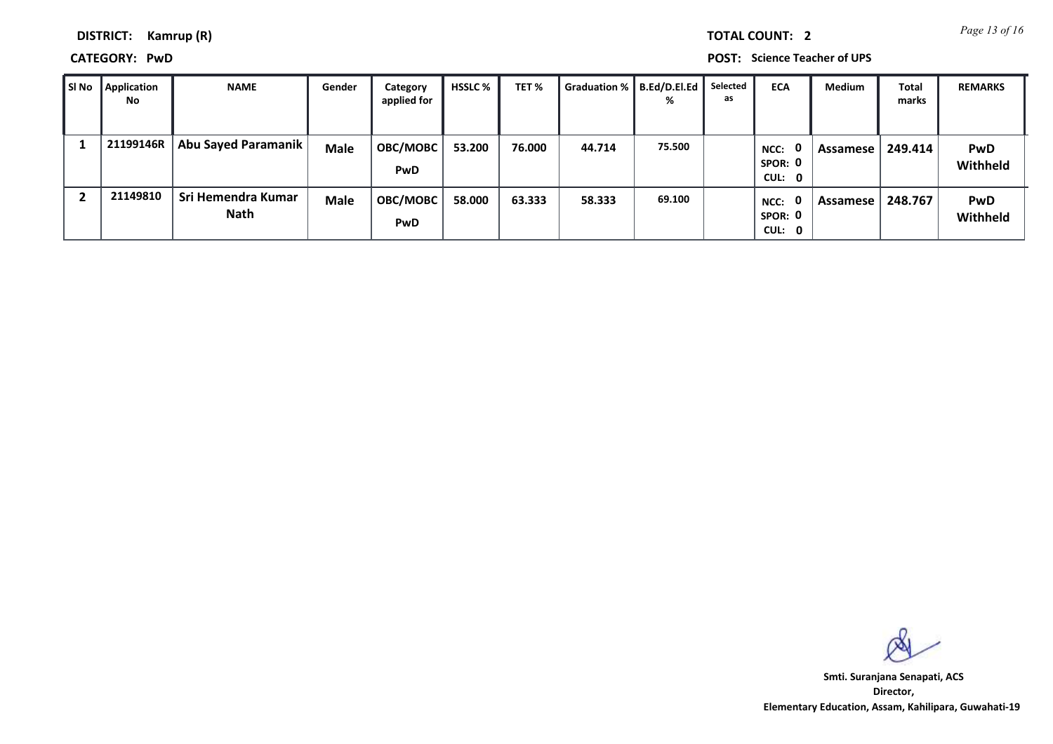**DISTRICT:** Kamrup (R)

**TOTAL COUNT:** 2

**CATEGORY:** PwD

**POST:** Science Teacher of UPS

| Sl No | Application No | NAME | Gender | Category applied for | HSSLC % | TET % | Graduation % | B.Ed/D.El.Ed % | Selected as | ECA | Medium | Total marks | REMARKS |
|---|---|---|---|---|---|---|---|---|---|---|---|---|---|
| 1 | 21199146R | Abu Sayed Paramanik | Male | OBC/MOBC PwD | 53.200 | 76.000 | 44.714 | 75.500 | | NCC: 0 SPOR: 0 CUL: 0 | Assamese | 249.414 | PwD Withheld |
| 2 | 21149810 | Sri Hemendra Kumar Nath | Male | OBC/MOBC PwD | 58.000 | 63.333 | 58.333 | 69.100 | | NCC: 0 SPOR: 0 CUL: 0 | Assamese | 248.767 | PwD Withheld |

**Smti. Suranjana Senapati, ACS**
**Director,**
**Elementary Education, Assam, Kahilipara, Guwahati-19**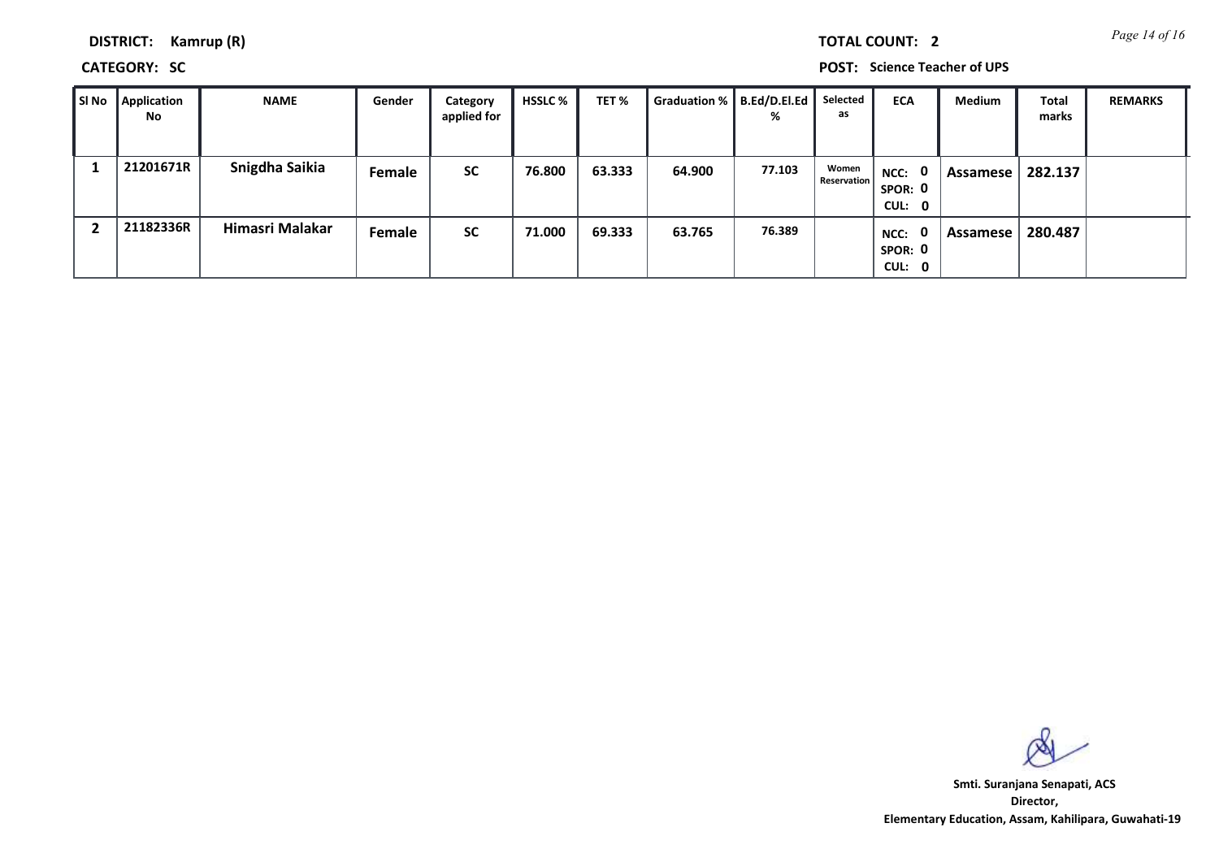**DISTRICT:** Kamrup (R)

**TOTAL COUNT:** 2

**CATEGORY:** SC

**POST:** Science Teacher of UPS

| Sl No | Application No | NAME | Gender | Category applied for | HSSLC % | TET % | Graduation % | B.Ed/D.El.Ed % | Selected as | ECA | Medium | Total marks | REMARKS |
|---|---|---|---|---|---|---|---|---|---|---|---|---|---|
| 1 | 21201671R | Snigdha Saikia | Female | SC | 76.800 | 63.333 | 64.900 | 77.103 | Women Reservation | NCC: 0 SPOR: 0 CUL: 0 | Assamese | 282.137 | |
| 2 | 21182336R | Himasri Malakar | Female | SC | 71.000 | 69.333 | 63.765 | 76.389 | | NCC: 0 SPOR: 0 CUL: 0 | Assamese | 280.487 | |

**Smti. Suranjana Senapati, ACS**
**Director,**
**Elementary Education, Assam, Kahilipara, Guwahati-19**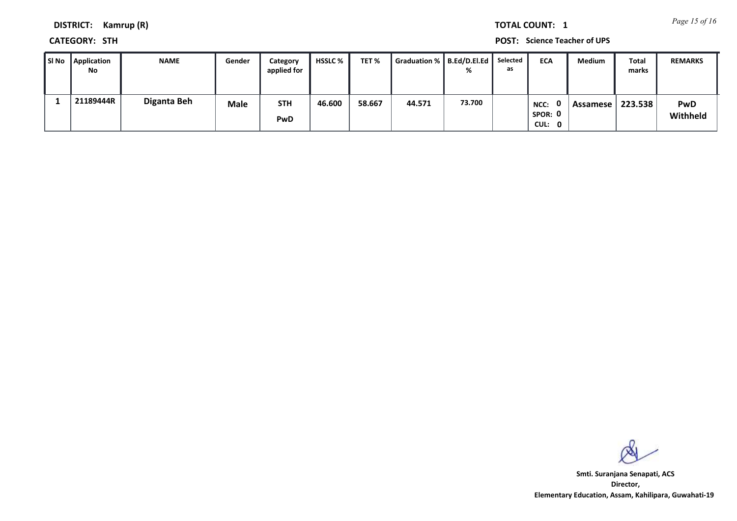**DISTRICT:** Kamrup (R)

**TOTAL COUNT:** 1

**CATEGORY:** STH

**POST:** Science Teacher of UPS

| Sl No | Application No | NAME | Gender | Category applied for | HSSLC % | TET % | Graduation % | B.Ed/D.El.Ed % | Selected as | ECA | Medium | Total marks | REMARKS |
|---|---|---|---|---|---|---|---|---|---|---|---|---|---|
| 1 | 21189444R | Diganta Beh | Male | STH PwD | 46.600 | 58.667 | 44.571 | 73.700 | | NCC: 0 SPOR: 0 CUL: 0 | Assamese | 223.538 | PwD Withheld |

**Smti. Suranjana Senapati, ACS**
**Director,**
**Elementary Education, Assam, Kahilipara, Guwahati-19**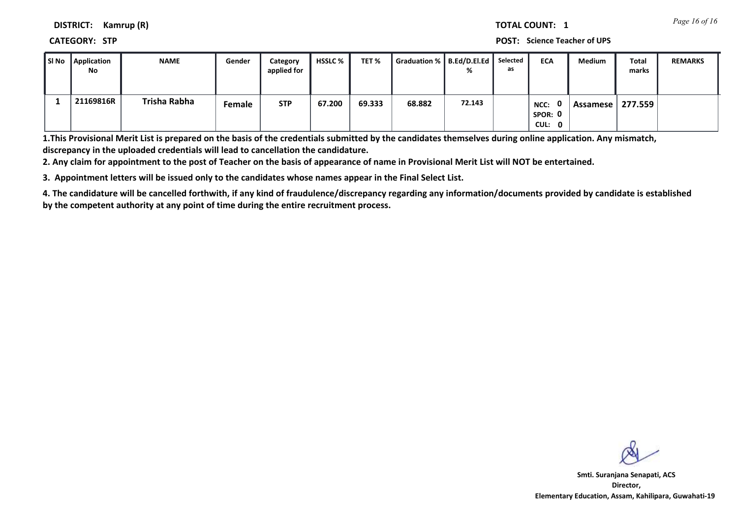**DISTRICT:** Kamrup (R)

**TOTAL COUNT:** 1

**CATEGORY:** STP

**POST:** Science Teacher of UPS

| Sl No | Application No | NAME | Gender | Category applied for | HSSLC % | TET % | Graduation % | B.Ed/D.El.Ed % | Selected as | ECA | Medium | Total marks | REMARKS |
|---|---|---|---|---|---|---|---|---|---|---|---|---|---|
| 1 | 21169816R | Trisha Rabha | Female | STP | 67.200 | 69.333 | 68.882 | 72.143 | | NCC: 0 SPOR: 0 CUL: 0 | Assamese | 277.559 | |

**1.This Provisional Merit List is prepared on the basis of the credentials submitted by the candidates themselves during online application. Any mismatch, discrepancy in the uploaded credentials will lead to cancellation the candidature.**

**2. Any claim for appointment to the post of Teacher on the basis of appearance of name in Provisional Merit List will NOT be entertained.**

**3. Appointment letters will be issued only to the candidates whose names appear in the Final Select List.**

**4. The candidature will be cancelled forthwith, if any kind of fraudulence/discrepancy regarding any information/documents provided by candidate is established by the competent authority at any point of time during the entire recruitment process.**

**Smti. Suranjana Senapati, ACS**
**Director,**
**Elementary Education, Assam, Kahilipara, Guwahati-19**